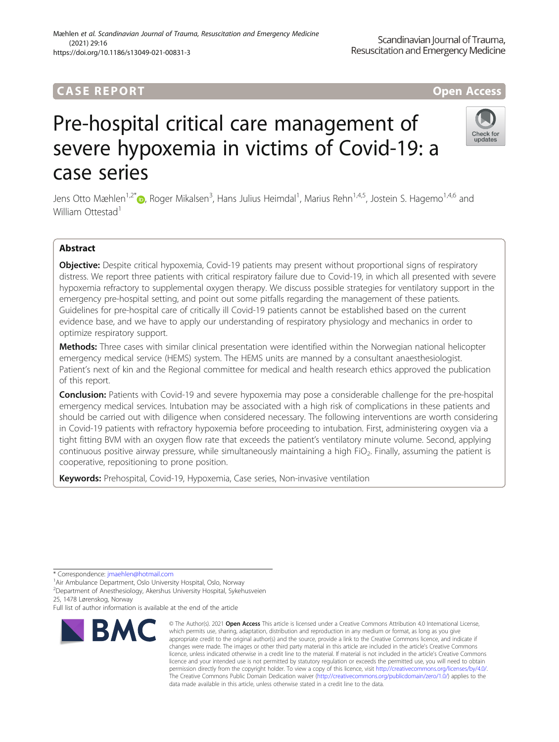CASE REPORT

Open Access

# Pre-hospital critical care management of severe hypoxemia in victims of Covid-19: a case series

Jens Otto Mæhlen[1,2*], Roger Mikalsen[3], Hans Julius Heimdal[1], Marius Rehn[1,4,5], Jostein S. Hagemo[1,4,6] and William Ottestad[1]

## Abstract

**Objective:** Despite critical hypoxemia, Covid-19 patients may present without proportional signs of respiratory distress. We report three patients with critical respiratory failure due to Covid-19, in which all presented with severe hypoxemia refractory to supplemental oxygen therapy. We discuss possible strategies for ventilatory support in the emergency pre-hospital setting, and point out some pitfalls regarding the management of these patients. Guidelines for pre-hospital care of critically ill Covid-19 patients cannot be established based on the current evidence base, and we have to apply our understanding of respiratory physiology and mechanics in order to optimize respiratory support.

**Methods:** Three cases with similar clinical presentation were identified within the Norwegian national helicopter emergency medical service (HEMS) system. The HEMS units are manned by a consultant anaesthesiologist. Patient's next of kin and the Regional committee for medical and health research ethics approved the publication of this report.

**Conclusion:** Patients with Covid-19 and severe hypoxemia may pose a considerable challenge for the pre-hospital emergency medical services. Intubation may be associated with a high risk of complications in these patients and should be carried out with diligence when considered necessary. The following interventions are worth considering in Covid-19 patients with refractory hypoxemia before proceeding to intubation. First, administering oxygen via a tight fitting BVM with an oxygen flow rate that exceeds the patient's ventilatory minute volume. Second, applying continuous positive airway pressure, while simultaneously maintaining a high $FiO_2$. Finally, assuming the patient is cooperative, repositioning to prone position.

**Keywords:** Prehospital, Covid-19, Hypoxemia, Case series, Non-invasive ventilation

* Correspondence: jmaehlen@hotmail.com
[1] Air Ambulance Department, Oslo University Hospital, Oslo, Norway
[2] Department of Anesthesiology, Akershus University Hospital, Sykehusveien 25, 1478 Lørenskog, Norway
Full list of author information is available at the end of the article

© The Author(s). 2021 **Open Access** This article is licensed under a Creative Commons Attribution 4.0 International License, which permits use, sharing, adaptation, distribution and reproduction in any medium or format, as long as you give appropriate credit to the original author(s) and the source, provide a link to the Creative Commons licence, and indicate if changes were made. The images or other third party material in this article are included in the article's Creative Commons licence, unless indicated otherwise in a credit line to the material. If material is not included in the article's Creative Commons licence and your intended use is not permitted by statutory regulation or exceeds the permitted use, you will need to obtain permission directly from the copyright holder. To view a copy of this licence, visit http://creativecommons.org/licenses/by/4.0/. The Creative Commons Public Domain Dedication waiver (http://creativecommons.org/publicdomain/zero/1.0/) applies to the data made available in this article, unless otherwise stated in a credit line to the data.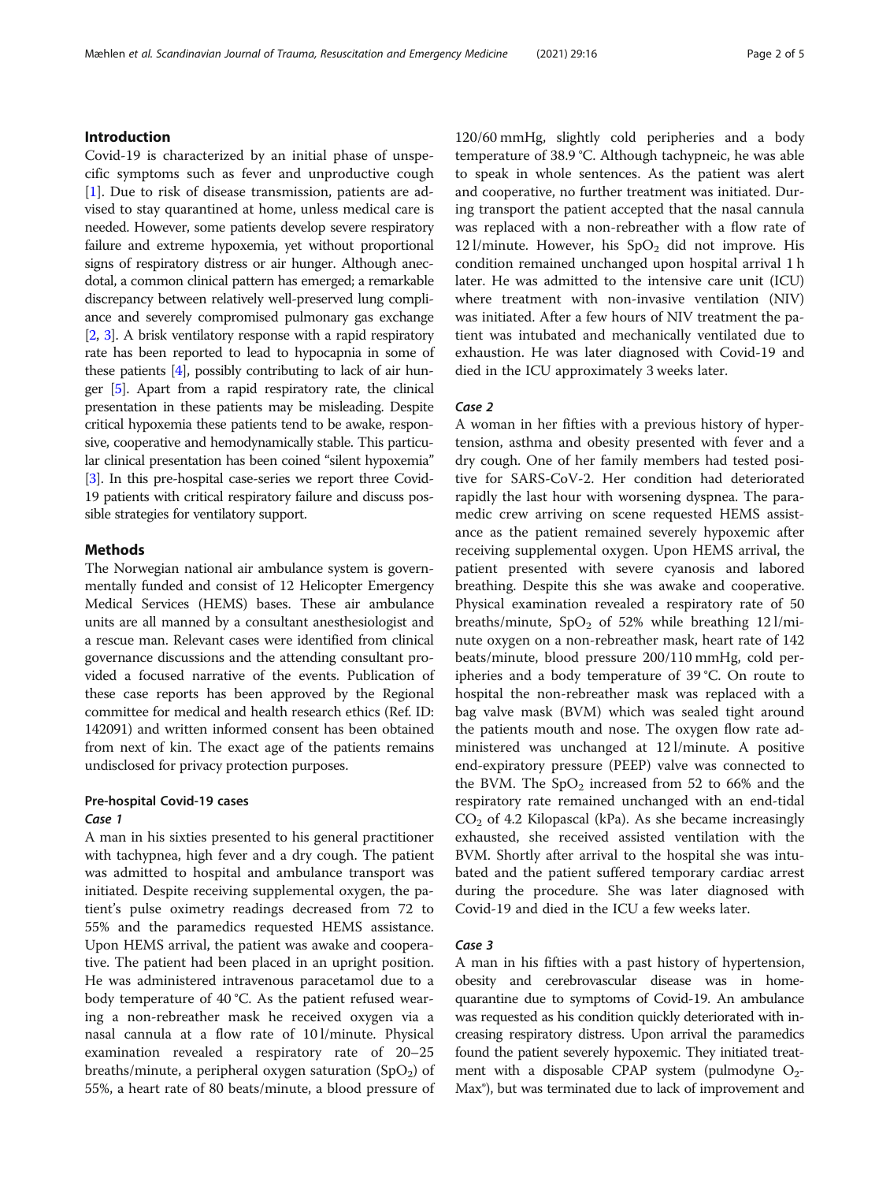## Introduction

Covid-19 is characterized by an initial phase of unspecific symptoms such as fever and unproductive cough [1]. Due to risk of disease transmission, patients are advised to stay quarantined at home, unless medical care is needed. However, some patients develop severe respiratory failure and extreme hypoxemia, yet without proportional signs of respiratory distress or air hunger. Although anecdotal, a common clinical pattern has emerged; a remarkable discrepancy between relatively well-preserved lung compliance and severely compromised pulmonary gas exchange [2, 3]. A brisk ventilatory response with a rapid respiratory rate has been reported to lead to hypocapnia in some of these patients [4], possibly contributing to lack of air hunger [5]. Apart from a rapid respiratory rate, the clinical presentation in these patients may be misleading. Despite critical hypoxemia these patients tend to be awake, responsive, cooperative and hemodynamically stable. This particular clinical presentation has been coined "silent hypoxemia" [3]. In this pre-hospital case-series we report three Covid-19 patients with critical respiratory failure and discuss possible strategies for ventilatory support.

## Methods

The Norwegian national air ambulance system is governmentally funded and consist of 12 Helicopter Emergency Medical Services (HEMS) bases. These air ambulance units are all manned by a consultant anesthesiologist and a rescue man. Relevant cases were identified from clinical governance discussions and the attending consultant provided a focused narrative of the events. Publication of these case reports has been approved by the Regional committee for medical and health research ethics (Ref. ID: 142091) and written informed consent has been obtained from next of kin. The exact age of the patients remains undisclosed for privacy protection purposes.

### Pre-hospital Covid-19 cases

#### *Case 1*

A man in his sixties presented to his general practitioner with tachypnea, high fever and a dry cough. The patient was admitted to hospital and ambulance transport was initiated. Despite receiving supplemental oxygen, the patient's pulse oximetry readings decreased from 72 to 55% and the paramedics requested HEMS assistance. Upon HEMS arrival, the patient was awake and cooperative. The patient had been placed in an upright position. He was administered intravenous paracetamol due to a body temperature of 40 °C. As the patient refused wearing a non-rebreather mask he received oxygen via a nasal cannula at a flow rate of 10 l/minute. Physical examination revealed a respiratory rate of 20–25 breaths/minute, a peripheral oxygen saturation ($SpO_2$) of 55%, a heart rate of 80 beats/minute, a blood pressure of 120/60 mmHg, slightly cold peripheries and a body temperature of 38.9 °C. Although tachypneic, he was able to speak in whole sentences. As the patient was alert and cooperative, no further treatment was initiated. During transport the patient accepted that the nasal cannula was replaced with a non-rebreather with a flow rate of 12 l/minute. However, his $SpO_2$ did not improve. His condition remained unchanged upon hospital arrival 1 h later. He was admitted to the intensive care unit (ICU) where treatment with non-invasive ventilation (NIV) was initiated. After a few hours of NIV treatment the patient was intubated and mechanically ventilated due to exhaustion. He was later diagnosed with Covid-19 and died in the ICU approximately 3 weeks later.

#### *Case 2*

A woman in her fifties with a previous history of hypertension, asthma and obesity presented with fever and a dry cough. One of her family members had tested positive for SARS-CoV-2. Her condition had deteriorated rapidly the last hour with worsening dyspnea. The paramedic crew arriving on scene requested HEMS assistance as the patient remained severely hypoxemic after receiving supplemental oxygen. Upon HEMS arrival, the patient presented with severe cyanosis and labored breathing. Despite this she was awake and cooperative. Physical examination revealed a respiratory rate of 50 breaths/minute, $SpO_2$ of 52% while breathing 12 l/minute oxygen on a non-rebreather mask, heart rate of 142 beats/minute, blood pressure 200/110 mmHg, cold peripheries and a body temperature of 39 °C. On route to hospital the non-rebreather mask was replaced with a bag valve mask (BVM) which was sealed tight around the patients mouth and nose. The oxygen flow rate administered was unchanged at 12 l/minute. A positive end-expiratory pressure (PEEP) valve was connected to the BVM. The $SpO_2$ increased from 52 to 66% and the respiratory rate remained unchanged with an end-tidal $CO_2$ of 4.2 Kilopascal (kPa). As she became increasingly exhausted, she received assisted ventilation with the BVM. Shortly after arrival to the hospital she was intubated and the patient suffered temporary cardiac arrest during the procedure. She was later diagnosed with Covid-19 and died in the ICU a few weeks later.

#### *Case 3*

A man in his fifties with a past history of hypertension, obesity and cerebrovascular disease was in home-quarantine due to symptoms of Covid-19. An ambulance was requested as his condition quickly deteriorated with increasing respiratory distress. Upon arrival the paramedics found the patient severely hypoxemic. They initiated treatment with a disposable CPAP system (pulmodyne $O_2$-Max®), but was terminated due to lack of improvement and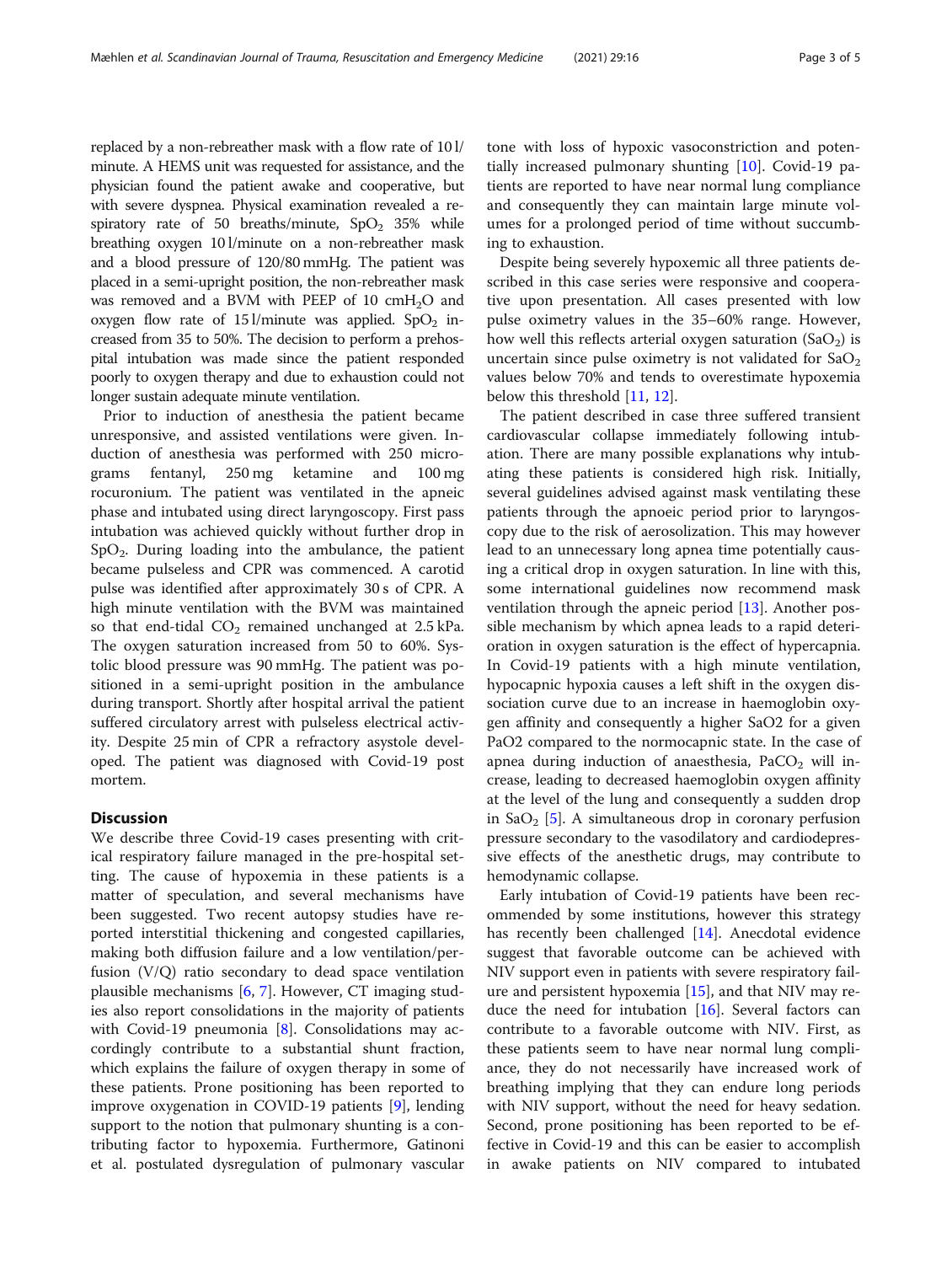replaced by a non-rebreather mask with a flow rate of 10 l/minute. A HEMS unit was requested for assistance, and the physician found the patient awake and cooperative, but with severe dyspnea. Physical examination revealed a respiratory rate of 50 breaths/minute, $SpO_2$ 35% while breathing oxygen 10 l/minute on a non-rebreather mask and a blood pressure of 120/80 mmHg. The patient was placed in a semi-upright position, the non-rebreather mask was removed and a BVM with PEEP of 10 $cmH_2O$ and oxygen flow rate of 15 l/minute was applied. $SpO_2$ increased from 35 to 50%. The decision to perform a prehospital intubation was made since the patient responded poorly to oxygen therapy and due to exhaustion could not longer sustain adequate minute ventilation.

Prior to induction of anesthesia the patient became unresponsive, and assisted ventilations were given. Induction of anesthesia was performed with 250 micrograms fentanyl, 250 mg ketamine and 100 mg rocuronium. The patient was ventilated in the apneic phase and intubated using direct laryngoscopy. First pass intubation was achieved quickly without further drop in $SpO_2$. During loading into the ambulance, the patient became pulseless and CPR was commenced. A carotid pulse was identified after approximately 30 s of CPR. A high minute ventilation with the BVM was maintained so that end-tidal $CO_2$ remained unchanged at 2.5 kPa. The oxygen saturation increased from 50 to 60%. Systolic blood pressure was 90 mmHg. The patient was positioned in a semi-upright position in the ambulance during transport. Shortly after hospital arrival the patient suffered circulatory arrest with pulseless electrical activity. Despite 25 min of CPR a refractory asystole developed. The patient was diagnosed with Covid-19 post mortem.

## Discussion

We describe three Covid-19 cases presenting with critical respiratory failure managed in the pre-hospital setting. The cause of hypoxemia in these patients is a matter of speculation, and several mechanisms have been suggested. Two recent autopsy studies have reported interstitial thickening and congested capillaries, making both diffusion failure and a low ventilation/perfusion (V/Q) ratio secondary to dead space ventilation plausible mechanisms [6, 7]. However, CT imaging studies also report consolidations in the majority of patients with Covid-19 pneumonia [8]. Consolidations may accordingly contribute to a substantial shunt fraction, which explains the failure of oxygen therapy in some of these patients. Prone positioning has been reported to improve oxygenation in COVID-19 patients [9], lending support to the notion that pulmonary shunting is a contributing factor to hypoxemia. Furthermore, Gatinoni et al. postulated dysregulation of pulmonary vascular tone with loss of hypoxic vasoconstriction and potentially increased pulmonary shunting [10]. Covid-19 patients are reported to have near normal lung compliance and consequently they can maintain large minute volumes for a prolonged period of time without succumbing to exhaustion.

Despite being severely hypoxemic all three patients described in this case series were responsive and cooperative upon presentation. All cases presented with low pulse oximetry values in the 35–60% range. However, how well this reflects arterial oxygen saturation ($SaO_2$) is uncertain since pulse oximetry is not validated for $SaO_2$ values below 70% and tends to overestimate hypoxemia below this threshold [11, 12].

The patient described in case three suffered transient cardiovascular collapse immediately following intubation. There are many possible explanations why intubating these patients is considered high risk. Initially, several guidelines advised against mask ventilating these patients through the apnoeic period prior to laryngoscopy due to the risk of aerosolization. This may however lead to an unnecessary long apnea time potentially causing a critical drop in oxygen saturation. In line with this, some international guidelines now recommend mask ventilation through the apneic period [13]. Another possible mechanism by which apnea leads to a rapid deterioration in oxygen saturation is the effect of hypercapnia. In Covid-19 patients with a high minute ventilation, hypocapnic hypoxia causes a left shift in the oxygen dissociation curve due to an increase in haemoglobin oxygen affinity and consequently a higher SaO2 for a given PaO2 compared to the normocapnic state. In the case of apnea during induction of anaesthesia, $PaCO_2$ will increase, leading to decreased haemoglobin oxygen affinity at the level of the lung and consequently a sudden drop in $SaO_2$ [5]. A simultaneous drop in coronary perfusion pressure secondary to the vasodilatory and cardiodepressive effects of the anesthetic drugs, may contribute to hemodynamic collapse.

Early intubation of Covid-19 patients have been recommended by some institutions, however this strategy has recently been challenged [14]. Anecdotal evidence suggest that favorable outcome can be achieved with NIV support even in patients with severe respiratory failure and persistent hypoxemia [15], and that NIV may reduce the need for intubation [16]. Several factors can contribute to a favorable outcome with NIV. First, as these patients seem to have near normal lung compliance, they do not necessarily have increased work of breathing implying that they can endure long periods with NIV support, without the need for heavy sedation. Second, prone positioning has been reported to be effective in Covid-19 and this can be easier to accomplish in awake patients on NIV compared to intubated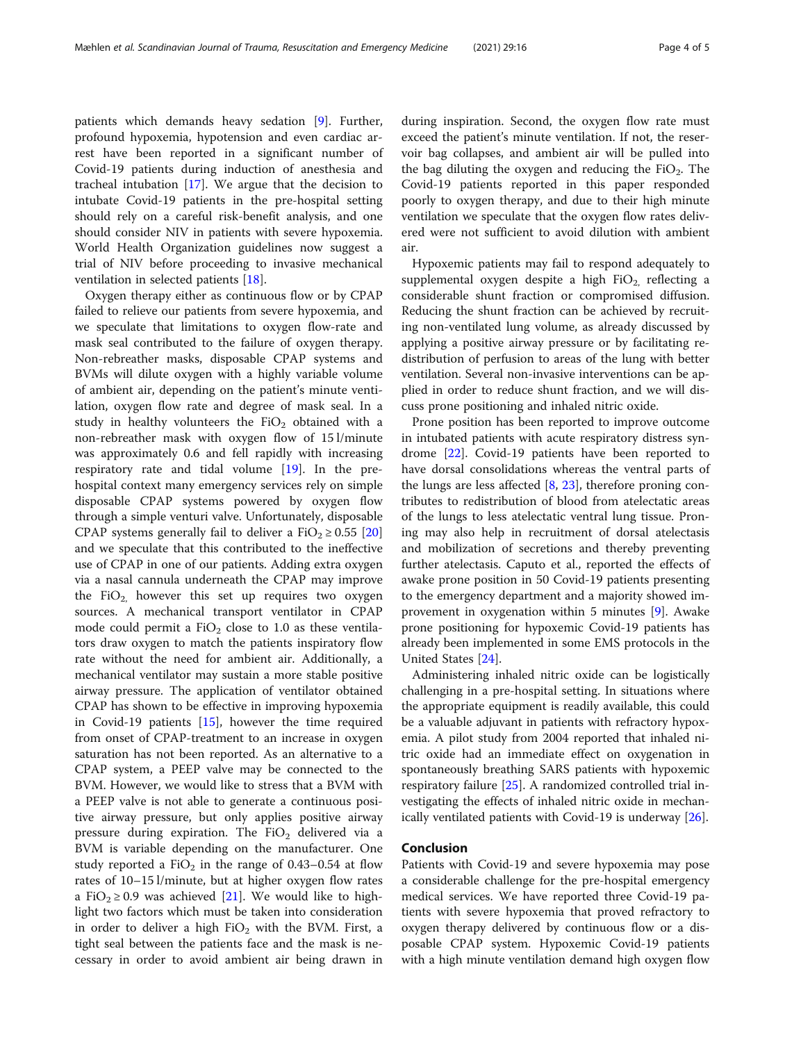patients which demands heavy sedation [9]. Further, profound hypoxemia, hypotension and even cardiac arrest have been reported in a significant number of Covid-19 patients during induction of anesthesia and tracheal intubation [17]. We argue that the decision to intubate Covid-19 patients in the pre-hospital setting should rely on a careful risk-benefit analysis, and one should consider NIV in patients with severe hypoxemia. World Health Organization guidelines now suggest a trial of NIV before proceeding to invasive mechanical ventilation in selected patients [18].

Oxygen therapy either as continuous flow or by CPAP failed to relieve our patients from severe hypoxemia, and we speculate that limitations to oxygen flow-rate and mask seal contributed to the failure of oxygen therapy. Non-rebreather masks, disposable CPAP systems and BVMs will dilute oxygen with a highly variable volume of ambient air, depending on the patient's minute ventilation, oxygen flow rate and degree of mask seal. In a study in healthy volunteers the $FiO_2$ obtained with a non-rebreather mask with oxygen flow of 15 l/minute was approximately 0.6 and fell rapidly with increasing respiratory rate and tidal volume [19]. In the pre-hospital context many emergency services rely on simple disposable CPAP systems powered by oxygen flow through a simple venturi valve. Unfortunately, disposable CPAP systems generally fail to deliver a $FiO_2 \geq 0.55$ [20] and we speculate that this contributed to the ineffective use of CPAP in one of our patients. Adding extra oxygen via a nasal cannula underneath the CPAP may improve the $FiO_2$, however this set up requires two oxygen sources. A mechanical transport ventilator in CPAP mode could permit a $FiO_2$ close to 1.0 as these ventilators draw oxygen to match the patients inspiratory flow rate without the need for ambient air. Additionally, a mechanical ventilator may sustain a more stable positive airway pressure. The application of ventilator obtained CPAP has shown to be effective in improving hypoxemia in Covid-19 patients [15], however the time required from onset of CPAP-treatment to an increase in oxygen saturation has not been reported. As an alternative to a CPAP system, a PEEP valve may be connected to the BVM. However, we would like to stress that a BVM with a PEEP valve is not able to generate a continuous positive airway pressure, but only applies positive airway pressure during expiration. The $FiO_2$ delivered via a BVM is variable depending on the manufacturer. One study reported a $FiO_2$ in the range of 0.43–0.54 at flow rates of 10–15 l/minute, but at higher oxygen flow rates a $FiO_2 \geq 0.9$ was achieved [21]. We would like to highlight two factors which must be taken into consideration in order to deliver a high $FiO_2$ with the BVM. First, a tight seal between the patients face and the mask is necessary in order to avoid ambient air being drawn in during inspiration. Second, the oxygen flow rate must exceed the patient's minute ventilation. If not, the reservoir bag collapses, and ambient air will be pulled into the bag diluting the oxygen and reducing the $FiO_2$. The Covid-19 patients reported in this paper responded poorly to oxygen therapy, and due to their high minute ventilation we speculate that the oxygen flow rates delivered were not sufficient to avoid dilution with ambient air.

Hypoxemic patients may fail to respond adequately to supplemental oxygen despite a high $FiO_2$, reflecting a considerable shunt fraction or compromised diffusion. Reducing the shunt fraction can be achieved by recruiting non-ventilated lung volume, as already discussed by applying a positive airway pressure or by facilitating redistribution of perfusion to areas of the lung with better ventilation. Several non-invasive interventions can be applied in order to reduce shunt fraction, and we will discuss prone positioning and inhaled nitric oxide.

Prone position has been reported to improve outcome in intubated patients with acute respiratory distress syndrome [22]. Covid-19 patients have been reported to have dorsal consolidations whereas the ventral parts of the lungs are less affected [8, 23], therefore proning contributes to redistribution of blood from atelectatic areas of the lungs to less atelectatic ventral lung tissue. Proning may also help in recruitment of dorsal atelectasis and mobilization of secretions and thereby preventing further atelectasis. Caputo et al., reported the effects of awake prone position in 50 Covid-19 patients presenting to the emergency department and a majority showed improvement in oxygenation within 5 minutes [9]. Awake prone positioning for hypoxemic Covid-19 patients has already been implemented in some EMS protocols in the United States [24].

Administering inhaled nitric oxide can be logistically challenging in a pre-hospital setting. In situations where the appropriate equipment is readily available, this could be a valuable adjuvant in patients with refractory hypoxemia. A pilot study from 2004 reported that inhaled nitric oxide had an immediate effect on oxygenation in spontaneously breathing SARS patients with hypoxemic respiratory failure [25]. A randomized controlled trial investigating the effects of inhaled nitric oxide in mechanically ventilated patients with Covid-19 is underway [26].

## Conclusion

Patients with Covid-19 and severe hypoxemia may pose a considerable challenge for the pre-hospital emergency medical services. We have reported three Covid-19 patients with severe hypoxemia that proved refractory to oxygen therapy delivered by continuous flow or a disposable CPAP system. Hypoxemic Covid-19 patients with a high minute ventilation demand high oxygen flow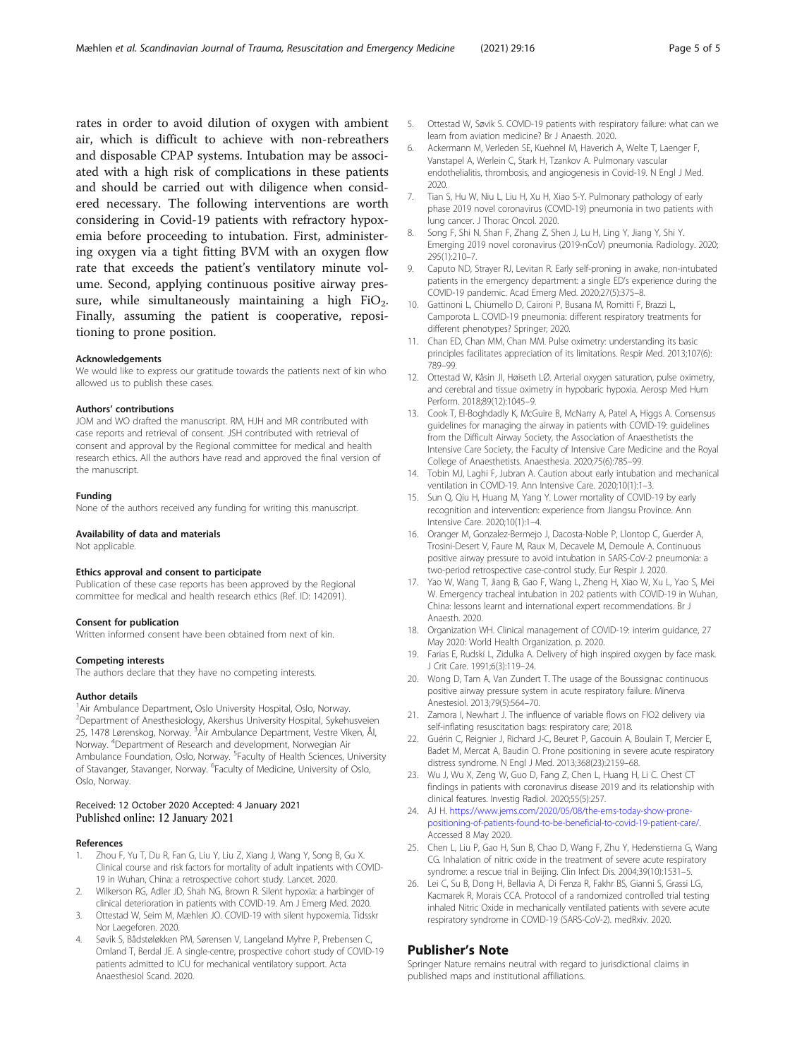rates in order to avoid dilution of oxygen with ambient air, which is difficult to achieve with non-rebreathers and disposable CPAP systems. Intubation may be associated with a high risk of complications in these patients and should be carried out with diligence when considered necessary. The following interventions are worth considering in Covid-19 patients with refractory hypoxemia before proceeding to intubation. First, administering oxygen via a tight fitting BVM with an oxygen flow rate that exceeds the patient's ventilatory minute volume. Second, applying continuous positive airway pressure, while simultaneously maintaining a high $FiO_2$. Finally, assuming the patient is cooperative, repositioning to prone position.

#### Acknowledgements
We would like to express our gratitude towards the patients next of kin who allowed us to publish these cases.

#### Authors' contributions
JOM and WO drafted the manuscript. RM, HJH and MR contributed with case reports and retrieval of consent. JSH contributed with retrieval of consent and approval by the Regional committee for medical and health research ethics. All the authors have read and approved the final version of the manuscript.

#### Funding
None of the authors received any funding for writing this manuscript.

#### Availability of data and materials
Not applicable.

#### Ethics approval and consent to participate
Publication of these case reports has been approved by the Regional committee for medical and health research ethics (Ref. ID: 142091).

#### Consent for publication
Written informed consent have been obtained from next of kin.

#### Competing interests
The authors declare that they have no competing interests.

#### Author details
[1]Air Ambulance Department, Oslo University Hospital, Oslo, Norway. [2]Department of Anesthesiology, Akershus University Hospital, Sykehusveien 25, 1478 Lørenskog, Norway. [3]Air Ambulance Department, Vestre Viken, Ål, Norway. [4]Department of Research and development, Norwegian Air Ambulance Foundation, Oslo, Norway. [5]Faculty of Health Sciences, University of Stavanger, Stavanger, Norway. [6]Faculty of Medicine, University of Oslo, Oslo, Norway.

Received: 12 October 2020 Accepted: 4 January 2021
Published online: 12 January 2021

#### References
1. Zhou F, Yu T, Du R, Fan G, Liu Y, Liu Z, Xiang J, Wang Y, Song B, Gu X. Clinical course and risk factors for mortality of adult inpatients with COVID-19 in Wuhan, China: a retrospective cohort study. Lancet. 2020.
2. Wilkerson RG, Adler JD, Shah NG, Brown R. Silent hypoxia: a harbinger of clinical deterioration in patients with COVID-19. Am J Emerg Med. 2020.
3. Ottestad W, Seim M, Mæhlen JO. COVID-19 with silent hypoxemia. Tidsskr Nor Laegeforen. 2020.
4. Søvik S, Bådstøløkken PM, Sørensen V, Langeland Myhre P, Prebensen C, Omland T, Berdal JE. A single-centre, prospective cohort study of COVID-19 patients admitted to ICU for mechanical ventilatory support. Acta Anaesthesiol Scand. 2020.
5. Ottestad W, Søvik S. COVID-19 patients with respiratory failure: what can we learn from aviation medicine? Br J Anaesth. 2020.
6. Ackermann M, Verleden SE, Kuehnel M, Haverich A, Welte T, Laenger F, Vanstapel A, Werlein C, Stark H, Tzankov A. Pulmonary vascular endothelialitis, thrombosis, and angiogenesis in Covid-19. N Engl J Med. 2020.
7. Tian S, Hu W, Niu L, Liu H, Xu H, Xiao S-Y. Pulmonary pathology of early phase 2019 novel coronavirus (COVID-19) pneumonia in two patients with lung cancer. J Thorac Oncol. 2020.
8. Song F, Shi N, Shan F, Zhang Z, Shen J, Lu H, Ling Y, Jiang Y, Shi Y. Emerging 2019 novel coronavirus (2019-nCoV) pneumonia. Radiology. 2020; 295(1):210–7.
9. Caputo ND, Strayer RJ, Levitan R. Early self-proning in awake, non-intubated patients in the emergency department: a single ED's experience during the COVID-19 pandemic. Acad Emerg Med. 2020;27(5):375–8.
10. Gattinoni L, Chiumello D, Caironi P, Busana M, Romitti F, Brazzi L, Camporota L. COVID-19 pneumonia: different respiratory treatments for different phenotypes? Springer; 2020.
11. Chan ED, Chan MM, Chan MM. Pulse oximetry: understanding its basic principles facilitates appreciation of its limitations. Respir Med. 2013;107(6): 789–99.
12. Ottestad W, Kåsin JI, Høiseth LØ. Arterial oxygen saturation, pulse oximetry, and cerebral and tissue oximetry in hypobaric hypoxia. Aerosp Med Hum Perform. 2018;89(12):1045–9.
13. Cook T, El-Boghdadly K, McGuire B, McNarry A, Patel A, Higgs A. Consensus guidelines for managing the airway in patients with COVID-19: guidelines from the Difficult Airway Society, the Association of Anaesthetists the Intensive Care Society, the Faculty of Intensive Care Medicine and the Royal College of Anaesthetists. Anaesthesia. 2020;75(6):785–99.
14. Tobin MJ, Laghi F, Jubran A. Caution about early intubation and mechanical ventilation in COVID-19. Ann Intensive Care. 2020;10(1):1–3.
15. Sun Q, Qiu H, Huang M, Yang Y. Lower mortality of COVID-19 by early recognition and intervention: experience from Jiangsu Province. Ann Intensive Care. 2020;10(1):1–4.
16. Oranger M, Gonzalez-Bermejo J, Dacosta-Noble P, Llontop C, Guerder A, Trosini-Desert V, Faure M, Raux M, Decavele M, Demoule A. Continuous positive airway pressure to avoid intubation in SARS-CoV-2 pneumonia: a two-period retrospective case-control study. Eur Respir J. 2020.
17. Yao W, Wang T, Jiang B, Gao F, Wang L, Zheng H, Xiao W, Xu L, Yao S, Mei W. Emergency tracheal intubation in 202 patients with COVID-19 in Wuhan, China: lessons learnt and international expert recommendations. Br J Anaesth. 2020.
18. Organization WH. Clinical management of COVID-19: interim guidance, 27 May 2020: World Health Organization. p. 2020.
19. Farias E, Rudski L, Zidulka A. Delivery of high inspired oxygen by face mask. J Crit Care. 1991;6(3):119–24.
20. Wong D, Tam A, Van Zundert T. The usage of the Boussignac continuous positive airway pressure system in acute respiratory failure. Minerva Anestesiol. 2013;79(5):564–70.
21. Zamora I, Newhart J. The influence of variable flows on FIO2 delivery via self-inflating resuscitation bags: respiratory care; 2018.
22. Guérin C, Reignier J, Richard J-C, Beuret P, Gacouin A, Boulain T, Mercier E, Badet M, Mercat A, Baudin O. Prone positioning in severe acute respiratory distress syndrome. N Engl J Med. 2013;368(23):2159–68.
23. Wu J, Wu X, Zeng W, Guo D, Fang Z, Chen L, Huang H, Li C. Chest CT findings in patients with coronavirus disease 2019 and its relationship with clinical features. Investig Radiol. 2020;55(5):257.
24. AJ H. https://www.jems.com/2020/05/08/the-ems-today-show-prone-positioning-of-patients-found-to-be-beneficial-to-covid-19-patient-care/. Accessed 8 May 2020.
25. Chen L, Liu P, Gao H, Sun B, Chao D, Wang F, Zhu Y, Hedenstierna G, Wang CG. Inhalation of nitric oxide in the treatment of severe acute respiratory syndrome: a rescue trial in Beijing. Clin Infect Dis. 2004;39(10):1531–5.
26. Lei C, Su B, Dong H, Bellavia A, Di Fenza R, Fakhr BS, Gianni S, Grassi LG, Kacmarek R, Morais CCA. Protocol of a randomized controlled trial testing inhaled Nitric Oxide in mechanically ventilated patients with severe acute respiratory syndrome in COVID-19 (SARS-CoV-2). medRxiv. 2020.

## Publisher's Note
Springer Nature remains neutral with regard to jurisdictional claims in published maps and institutional affiliations.